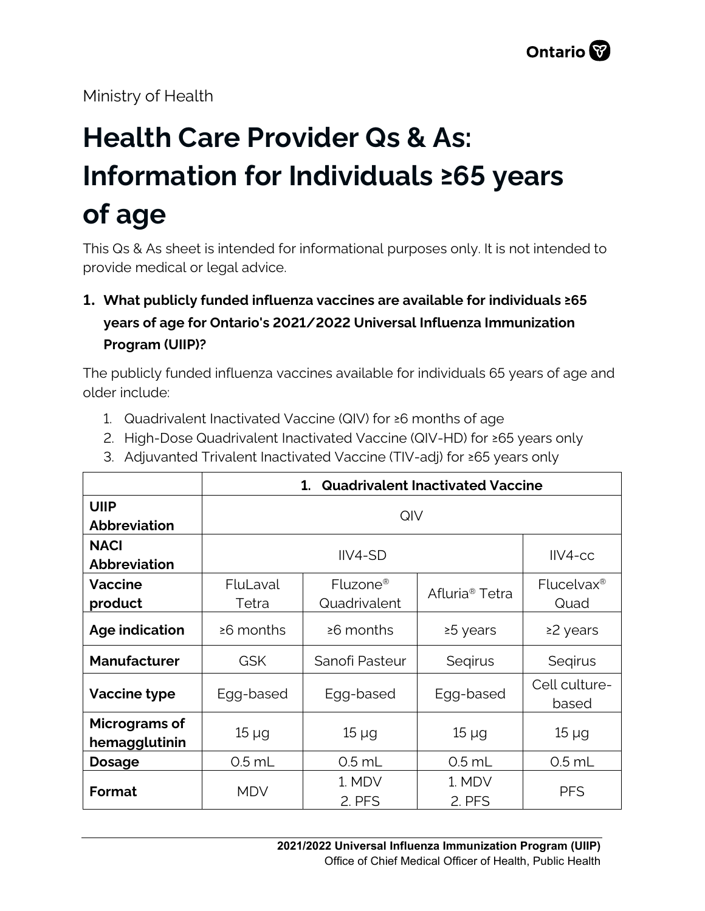Ministry of Health

# Health Care Provider Qs & As: Information for Individuals ≥65 years of age

This Qs & As sheet is intended for informational purposes only. It is not intended to provide medical or legal advice.

**1. What publicly funded influenza vaccines are available for individuals ≥65 years of age for Ontario's 2021/2022 Universal Influenza Immunization Program (UIIP)?**

The publicly funded influenza vaccines available for individuals 65 years of age and older include:

1. Quadrivalent Inactivated Vaccine (QIV) for ≥6 months of age
2. High-Dose Quadrivalent Inactivated Vaccine (QIV-HD) for ≥65 years only
3. Adjuvanted Trivalent Inactivated Vaccine (TIV-adj) for ≥65 years only

| | **1. Quadrivalent Inactivated Vaccine** | | | |
|---|---|---|---|---|
| **UIIP Abbreviation** | QIV | | | |
| **NACI Abbreviation** | IIV4-SD | | | IIV4-cc |
| **Vaccine product** | FluLaval Tetra | Fluzone® Quadrivalent | Afluria® Tetra | Flucelvax® Quad |
| **Age indication** | ≥6 months | ≥6 months | ≥5 years | ≥2 years |
| **Manufacturer** | GSK | Sanofi Pasteur | Seqirus | Seqirus |
| **Vaccine type** | Egg-based | Egg-based | Egg-based | Cell culture-based |
| **Micrograms of hemagglutinin** | 15 µg | 15 µg | 15 µg | 15 µg |
| **Dosage** | 0.5 mL | 0.5 mL | 0.5 mL | 0.5 mL |
| **Format** | MDV | 1. MDV 2. PFS | 1. MDV 2. PFS | PFS |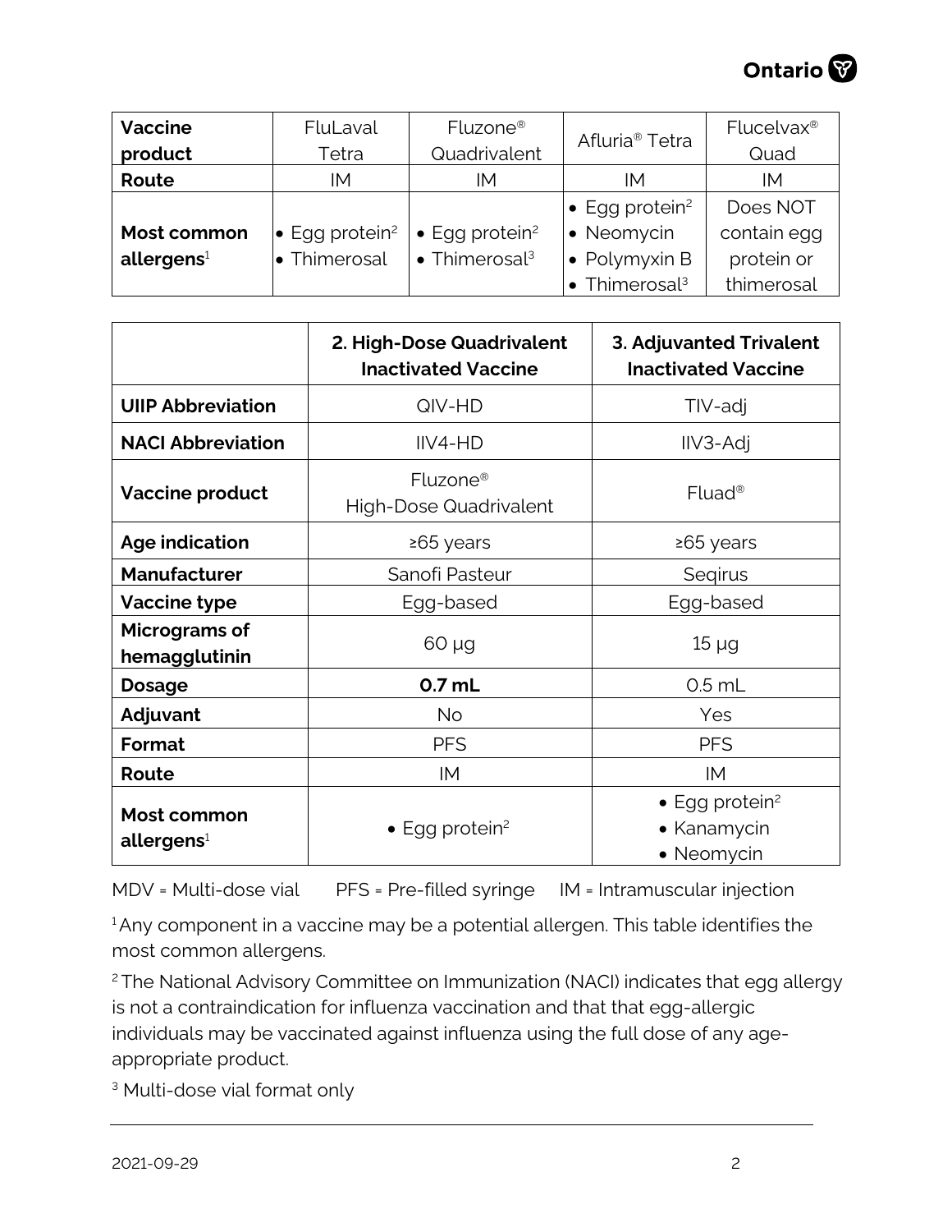| Vaccine product | FluLaval Tetra | Fluzone® Quadrivalent | Afluria® Tetra | Flucelvax® Quad |
|---|---|---|---|---|
| Route | IM | IM | IM | IM |
| Most common allergens[1] | • Egg protein[2]<br>• Thimerosal | • Egg protein[2]<br>• Thimerosal[3] | • Egg protein[2]<br>• Neomycin<br>• Polymyxin B<br>• Thimerosal[3] | Does NOT contain egg protein or thimerosal |

| | 2. High-Dose Quadrivalent Inactivated Vaccine | 3. Adjuvanted Trivalent Inactivated Vaccine |
|---|---|---|
| **UIIP Abbreviation** | QIV-HD | TIV-adj |
| **NACI Abbreviation** | IIV4-HD | IIV3-Adj |
| **Vaccine product** | Fluzone® High-Dose Quadrivalent | Fluad® |
| **Age indication** | ≥65 years | ≥65 years |
| **Manufacturer** | Sanofi Pasteur | Seqirus |
| **Vaccine type** | Egg-based | Egg-based |
| **Micrograms of hemagglutinin** | 60 µg | 15 µg |
| **Dosage** | **0.7 mL** | 0.5 mL |
| **Adjuvant** | No | Yes |
| **Format** | PFS | PFS |
| **Route** | IM | IM |
| **Most common allergens**[1] | • Egg protein[2] | • Egg protein[2]<br>• Kanamycin<br>• Neomycin |

MDV = Multi-dose vial PFS = Pre-filled syringe IM = Intramuscular injection

[1] Any component in a vaccine may be a potential allergen. This table identifies the most common allergens.

[2] The National Advisory Committee on Immunization (NACI) indicates that egg allergy is not a contraindication for influenza vaccination and that that egg-allergic individuals may be vaccinated against influenza using the full dose of any age-appropriate product.

[3] Multi-dose vial format only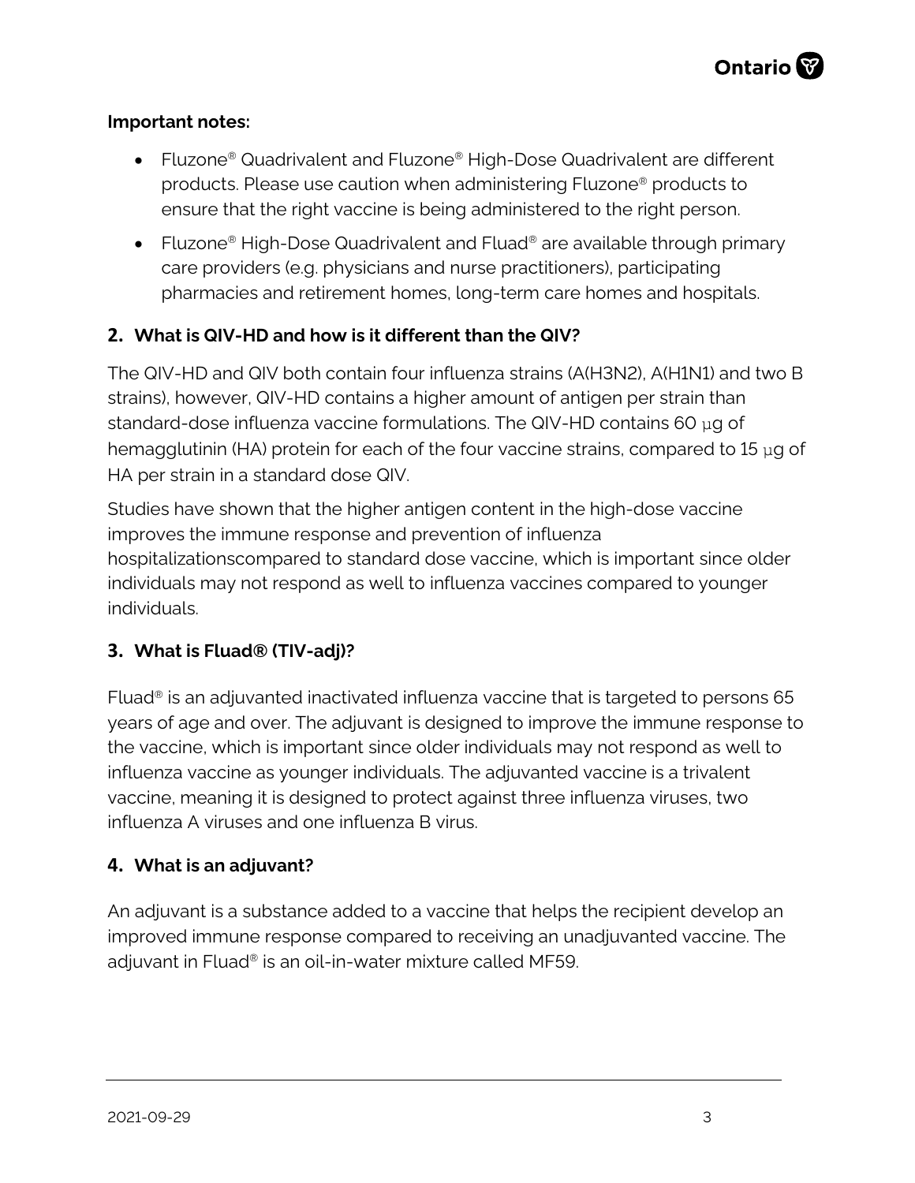**Important notes:**

- Fluzone® Quadrivalent and Fluzone® High-Dose Quadrivalent are different products. Please use caution when administering Fluzone® products to ensure that the right vaccine is being administered to the right person.
- Fluzone® High-Dose Quadrivalent and Fluad® are available through primary care providers (e.g. physicians and nurse practitioners), participating pharmacies and retirement homes, long-term care homes and hospitals.

## 2. What is QIV-HD and how is it different than the QIV?

The QIV-HD and QIV both contain four influenza strains (A(H3N2), A(H1N1) and two B strains), however, QIV-HD contains a higher amount of antigen per strain than standard-dose influenza vaccine formulations. The QIV-HD contains 60 µg of hemagglutinin (HA) protein for each of the four vaccine strains, compared to 15 µg of HA per strain in a standard dose QIV.

Studies have shown that the higher antigen content in the high-dose vaccine improves the immune response and prevention of influenza hospitalizationscompared to standard dose vaccine, which is important since older individuals may not respond as well to influenza vaccines compared to younger individuals.

## 3. What is Fluad® (TIV-adj)?

Fluad® is an adjuvanted inactivated influenza vaccine that is targeted to persons 65 years of age and over. The adjuvant is designed to improve the immune response to the vaccine, which is important since older individuals may not respond as well to influenza vaccine as younger individuals. The adjuvanted vaccine is a trivalent vaccine, meaning it is designed to protect against three influenza viruses, two influenza A viruses and one influenza B virus.

## 4. What is an adjuvant?

An adjuvant is a substance added to a vaccine that helps the recipient develop an improved immune response compared to receiving an unadjuvanted vaccine. The adjuvant in Fluad® is an oil-in-water mixture called MF59.

2021-09-29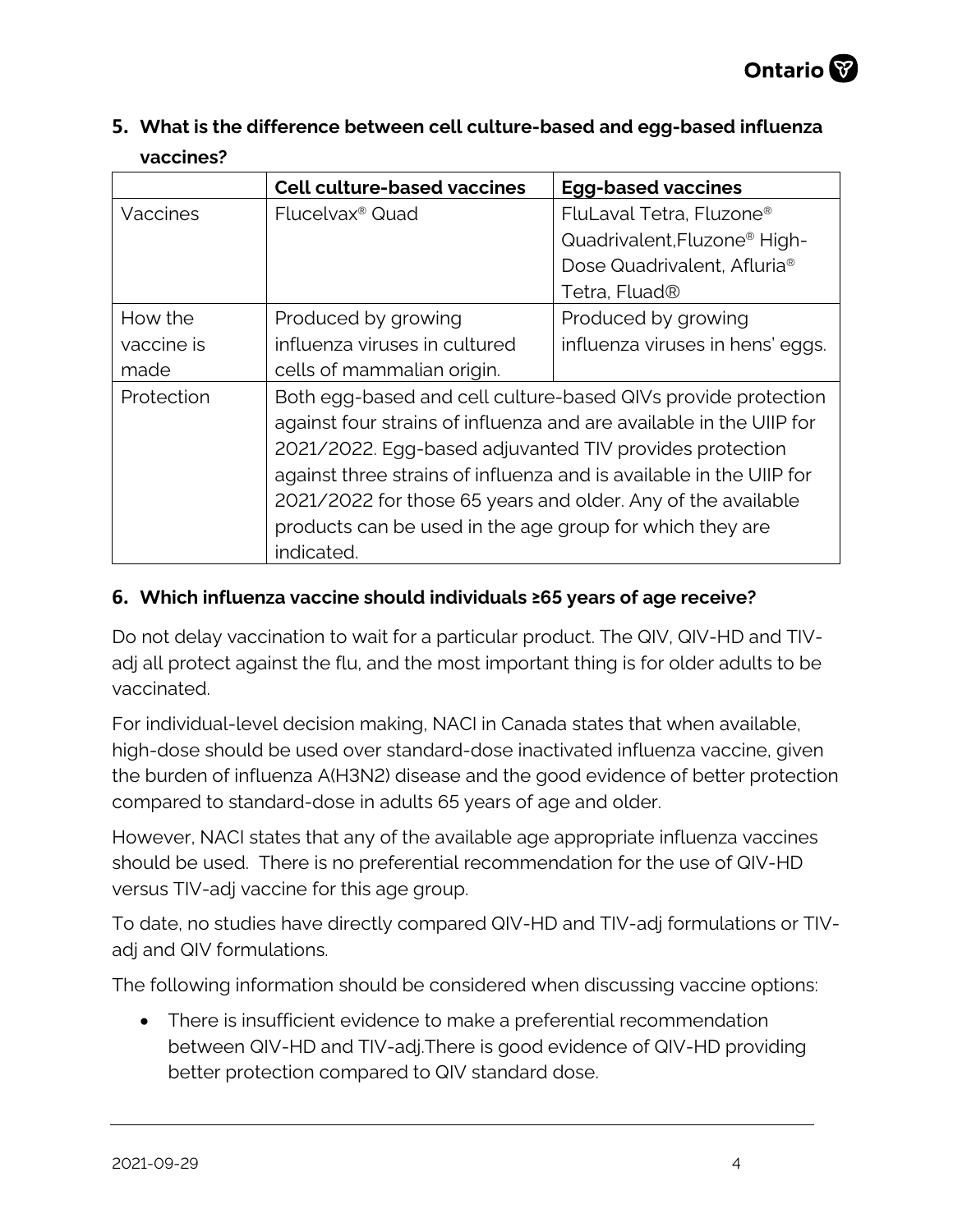## 5. What is the difference between cell culture-based and egg-based influenza vaccines?

| | **Cell culture-based vaccines** | **Egg-based vaccines** |
|---|---|---|
| Vaccines | Flucelvax® Quad | FluLaval Tetra, Fluzone® Quadrivalent,Fluzone® High-Dose Quadrivalent, Afluria® Tetra, Fluad® |
| How the vaccine is made | Produced by growing influenza viruses in cultured cells of mammalian origin. | Produced by growing influenza viruses in hens' eggs. |
| Protection | Both egg-based and cell culture-based QIVs provide protection against four strains of influenza and are available in the UIIP for 2021/2022. Egg-based adjuvanted TIV provides protection against three strains of influenza and is available in the UIIP for 2021/2022 for those 65 years and older. Any of the available products can be used in the age group for which they are indicated. | |

## 6. Which influenza vaccine should individuals ≥65 years of age receive?

Do not delay vaccination to wait for a particular product. The QIV, QIV-HD and TIV-adj all protect against the flu, and the most important thing is for older adults to be vaccinated.

For individual-level decision making, NACI in Canada states that when available, high-dose should be used over standard-dose inactivated influenza vaccine, given the burden of influenza A(H3N2) disease and the good evidence of better protection compared to standard-dose in adults 65 years of age and older.

However, NACI states that any of the available age appropriate influenza vaccines should be used. There is no preferential recommendation for the use of QIV-HD versus TIV-adj vaccine for this age group.

To date, no studies have directly compared QIV-HD and TIV-adj formulations or TIV-adj and QIV formulations.

The following information should be considered when discussing vaccine options:

- There is insufficient evidence to make a preferential recommendation between QIV-HD and TIV-adj.There is good evidence of QIV-HD providing better protection compared to QIV standard dose.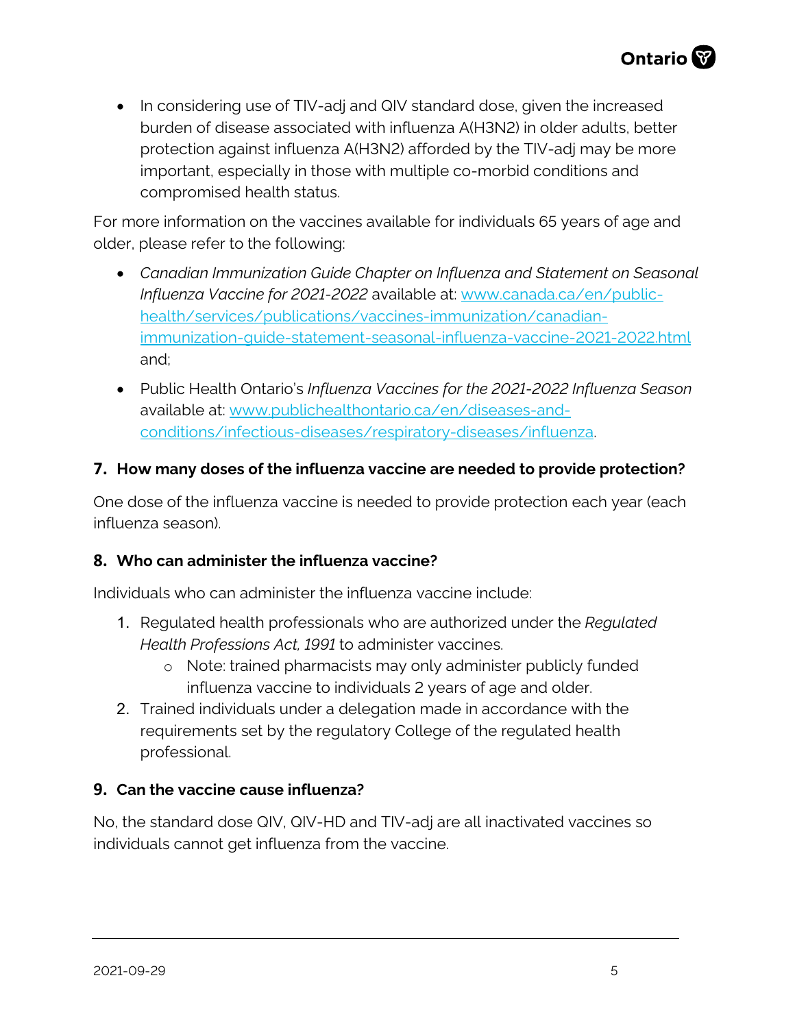- In considering use of TIV-adj and QIV standard dose, given the increased burden of disease associated with influenza A(H3N2) in older adults, better protection against influenza A(H3N2) afforded by the TIV-adj may be more important, especially in those with multiple co-morbid conditions and compromised health status.

For more information on the vaccines available for individuals 65 years of age and older, please refer to the following:

- *Canadian Immunization Guide Chapter on Influenza and Statement on Seasonal Influenza Vaccine for 2021-2022* available at: [www.canada.ca/en/public-health/services/publications/vaccines-immunization/canadian-immunization-guide-statement-seasonal-influenza-vaccine-2021-2022.html](www.canada.ca/en/public-health/services/publications/vaccines-immunization/canadian-immunization-guide-statement-seasonal-influenza-vaccine-2021-2022.html) and;
- Public Health Ontario's *Influenza Vaccines for the 2021-2022 Influenza Season* available at: [www.publichealthontario.ca/en/diseases-and-conditions/infectious-diseases/respiratory-diseases/influenza](www.publichealthontario.ca/en/diseases-and-conditions/infectious-diseases/respiratory-diseases/influenza).

### 7. How many doses of the influenza vaccine are needed to provide protection?

One dose of the influenza vaccine is needed to provide protection each year (each influenza season).

### 8. Who can administer the influenza vaccine?

Individuals who can administer the influenza vaccine include:

1. Regulated health professionals who are authorized under the *Regulated Health Professions Act, 1991* to administer vaccines.
   - Note: trained pharmacists may only administer publicly funded influenza vaccine to individuals 2 years of age and older.
2. Trained individuals under a delegation made in accordance with the requirements set by the regulatory College of the regulated health professional.

### 9. Can the vaccine cause influenza?

No, the standard dose QIV, QIV-HD and TIV-adj are all inactivated vaccines so individuals cannot get influenza from the vaccine.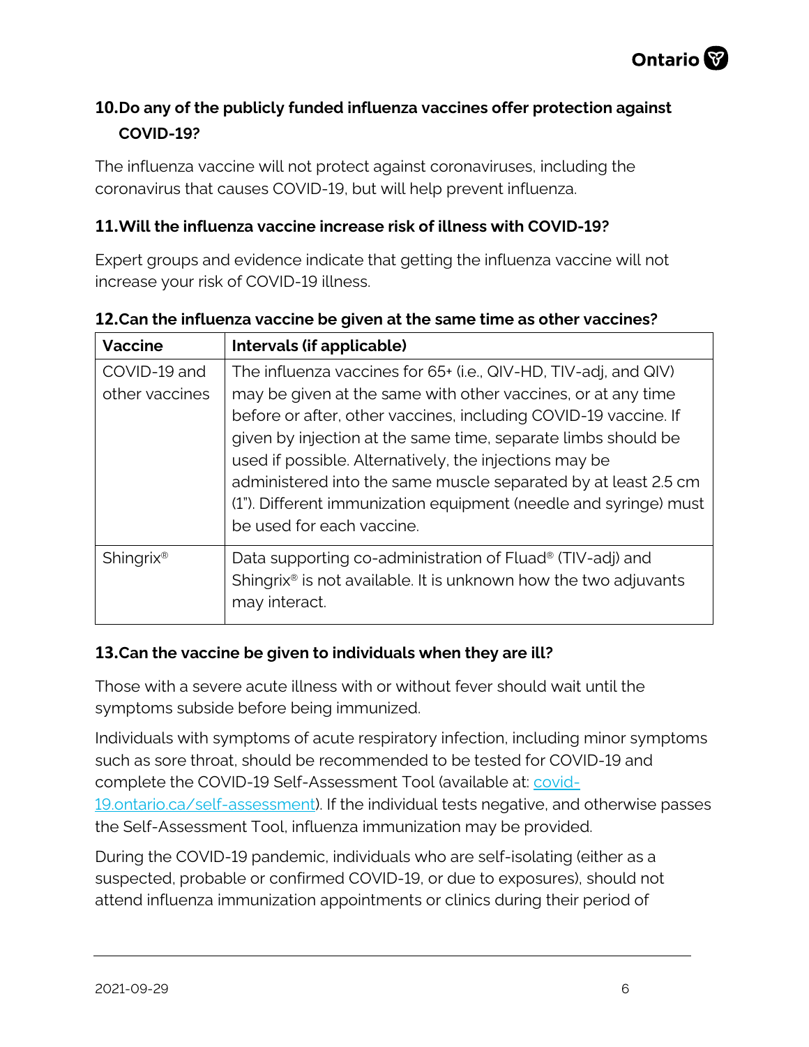### 10. Do any of the publicly funded influenza vaccines offer protection against COVID-19?

The influenza vaccine will not protect against coronaviruses, including the coronavirus that causes COVID-19, but will help prevent influenza.

### 11. Will the influenza vaccine increase risk of illness with COVID-19?

Expert groups and evidence indicate that getting the influenza vaccine will not increase your risk of COVID-19 illness.

### 12. Can the influenza vaccine be given at the same time as other vaccines?

| Vaccine | Intervals (if applicable) |
|---|---|
| COVID-19 and other vaccines | The influenza vaccines for 65+ (i.e., QIV-HD, TIV-adj, and QIV) may be given at the same with other vaccines, or at any time before or after, other vaccines, including COVID-19 vaccine. If given by injection at the same time, separate limbs should be used if possible. Alternatively, the injections may be administered into the same muscle separated by at least 2.5 cm (1"). Different immunization equipment (needle and syringe) must be used for each vaccine. |
| Shingrix® | Data supporting co-administration of Fluad® (TIV-adj) and Shingrix® is not available. It is unknown how the two adjuvants may interact. |

### 13. Can the vaccine be given to individuals when they are ill?

Those with a severe acute illness with or without fever should wait until the symptoms subside before being immunized.

Individuals with symptoms of acute respiratory infection, including minor symptoms such as sore throat, should be recommended to be tested for COVID-19 and complete the COVID-19 Self-Assessment Tool (available at: [covid-19.ontario.ca/self-assessment](https://covid-19.ontario.ca/self-assessment)). If the individual tests negative, and otherwise passes the Self-Assessment Tool, influenza immunization may be provided.

During the COVID-19 pandemic, individuals who are self-isolating (either as a suspected, probable or confirmed COVID-19, or due to exposures), should not attend influenza immunization appointments or clinics during their period of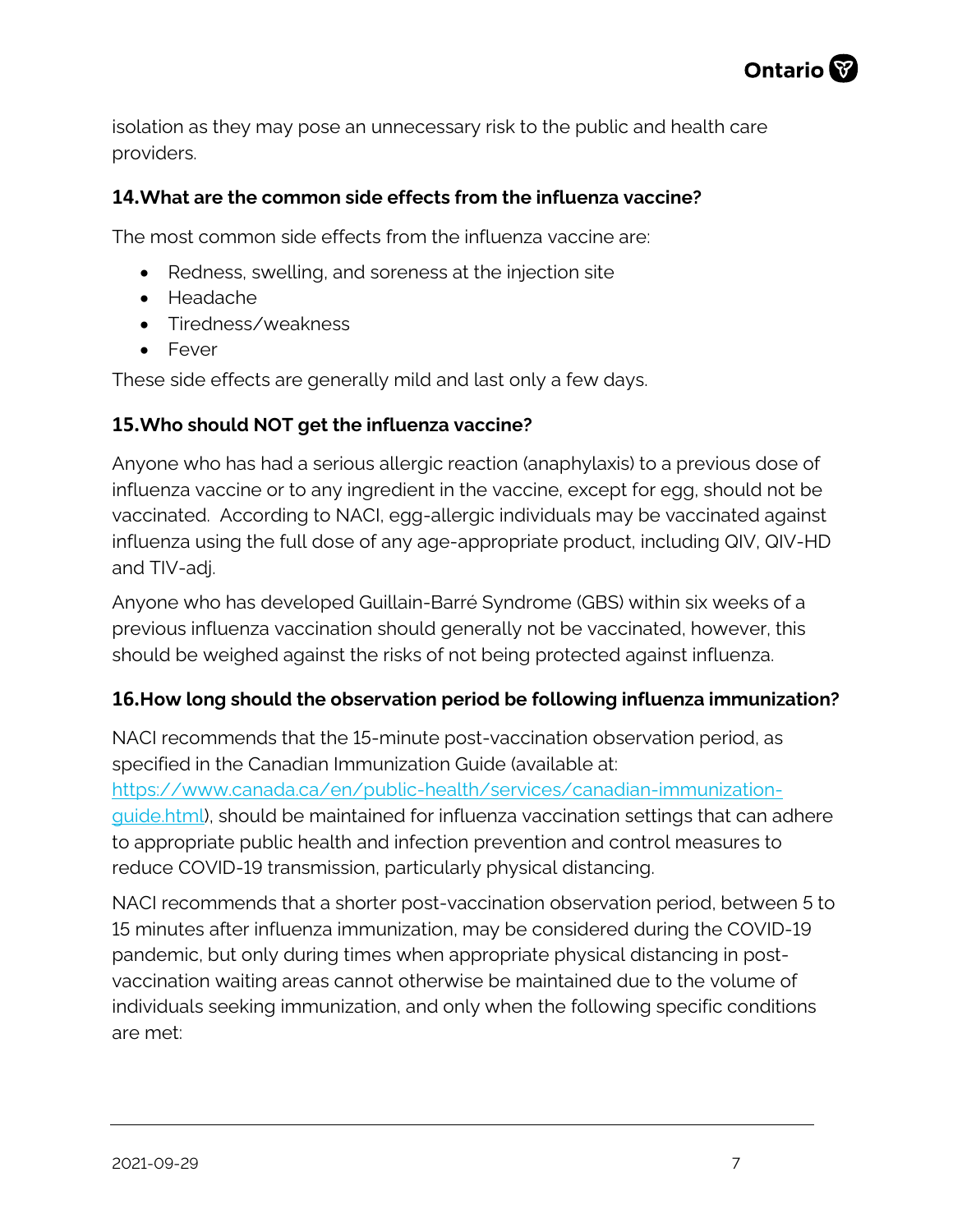isolation as they may pose an unnecessary risk to the public and health care providers.

### 14. What are the common side effects from the influenza vaccine?

The most common side effects from the influenza vaccine are:

- Redness, swelling, and soreness at the injection site
- Headache
- Tiredness/weakness
- Fever

These side effects are generally mild and last only a few days.

### 15. Who should NOT get the influenza vaccine?

Anyone who has had a serious allergic reaction (anaphylaxis) to a previous dose of influenza vaccine or to any ingredient in the vaccine, except for egg, should not be vaccinated. According to NACI, egg-allergic individuals may be vaccinated against influenza using the full dose of any age-appropriate product, including QIV, QIV-HD and TIV-adj.

Anyone who has developed Guillain-Barré Syndrome (GBS) within six weeks of a previous influenza vaccination should generally not be vaccinated, however, this should be weighed against the risks of not being protected against influenza.

### 16. How long should the observation period be following influenza immunization?

NACI recommends that the 15-minute post-vaccination observation period, as specified in the Canadian Immunization Guide (available at: [https://www.canada.ca/en/public-health/services/canadian-immunization-guide.html](https://www.canada.ca/en/public-health/services/canadian-immunization-guide.html)), should be maintained for influenza vaccination settings that can adhere to appropriate public health and infection prevention and control measures to reduce COVID-19 transmission, particularly physical distancing.

NACI recommends that a shorter post-vaccination observation period, between 5 to 15 minutes after influenza immunization, may be considered during the COVID-19 pandemic, but only during times when appropriate physical distancing in post-vaccination waiting areas cannot otherwise be maintained due to the volume of individuals seeking immunization, and only when the following specific conditions are met: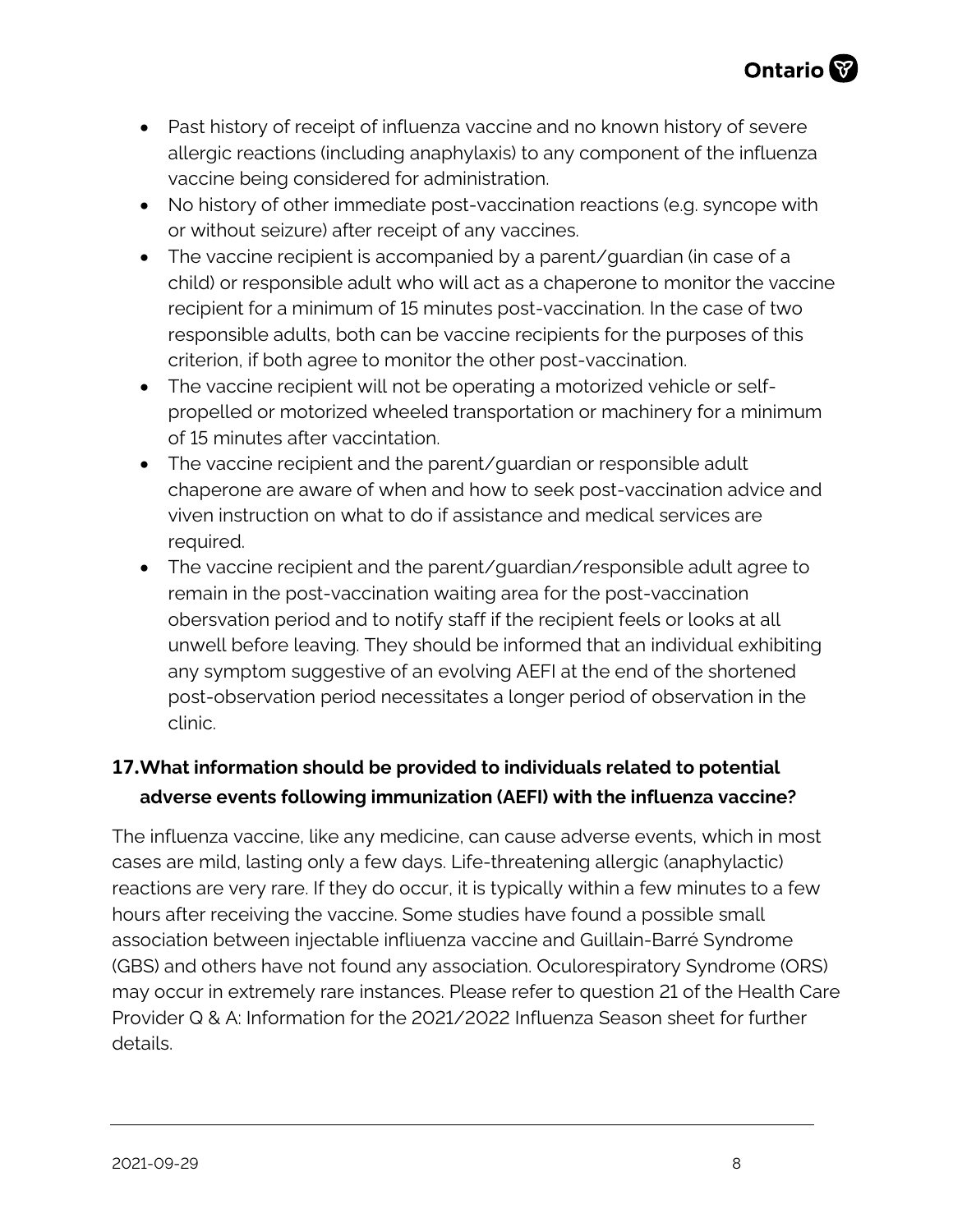- Past history of receipt of influenza vaccine and no known history of severe allergic reactions (including anaphylaxis) to any component of the influenza vaccine being considered for administration.
- No history of other immediate post-vaccination reactions (e.g. syncope with or without seizure) after receipt of any vaccines.
- The vaccine recipient is accompanied by a parent/guardian (in case of a child) or responsible adult who will act as a chaperone to monitor the vaccine recipient for a minimum of 15 minutes post-vaccination. In the case of two responsible adults, both can be vaccine recipients for the purposes of this criterion, if both agree to monitor the other post-vaccination.
- The vaccine recipient will not be operating a motorized vehicle or self-propelled or motorized wheeled transportation or machinery for a minimum of 15 minutes after vaccintation.
- The vaccine recipient and the parent/guardian or responsible adult chaperone are aware of when and how to seek post-vaccination advice and viven instruction on what to do if assistance and medical services are required.
- The vaccine recipient and the parent/guardian/responsible adult agree to remain in the post-vaccination waiting area for the post-vaccination obersvation period and to notify staff if the recipient feels or looks at all unwell before leaving. They should be informed that an individual exhibiting any symptom suggestive of an evolving AEFI at the end of the shortened post-observation period necessitates a longer period of observation in the clinic.

## 17. What information should be provided to individuals related to potential adverse events following immunization (AEFI) with the influenza vaccine?

The influenza vaccine, like any medicine, can cause adverse events, which in most cases are mild, lasting only a few days. Life-threatening allergic (anaphylactic) reactions are very rare. If they do occur, it is typically within a few minutes to a few hours after receiving the vaccine. Some studies have found a possible small association between injectable infliuenza vaccine and Guillain-Barré Syndrome (GBS) and others have not found any association. Oculorespiratory Syndrome (ORS) may occur in extremely rare instances. Please refer to question 21 of the Health Care Provider Q & A: Information for the 2021/2022 Influenza Season sheet for further details.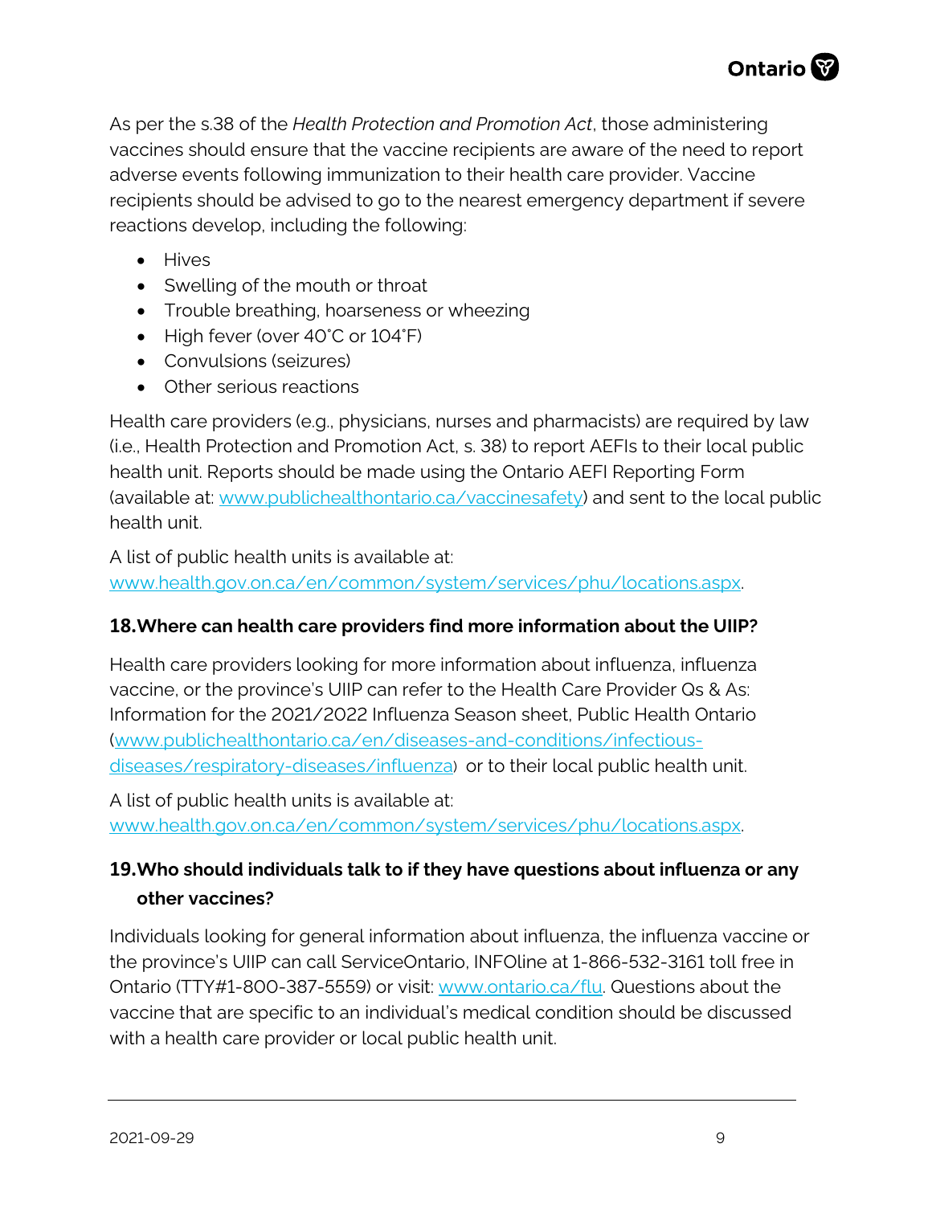As per the s.38 of the *Health Protection and Promotion Act*, those administering vaccines should ensure that the vaccine recipients are aware of the need to report adverse events following immunization to their health care provider. Vaccine recipients should be advised to go to the nearest emergency department if severe reactions develop, including the following:

- Hives
- Swelling of the mouth or throat
- Trouble breathing, hoarseness or wheezing
- High fever (over 40˚C or 104˚F)
- Convulsions (seizures)
- Other serious reactions

Health care providers (e.g., physicians, nurses and pharmacists) are required by law (i.e., Health Protection and Promotion Act, s. 38) to report AEFIs to their local public health unit. Reports should be made using the Ontario AEFI Reporting Form (available at: [www.publichealthontario.ca/vaccinesafety](www.publichealthontario.ca/vaccinesafety)) and sent to the local public health unit.

A list of public health units is available at: [www.health.gov.on.ca/en/common/system/services/phu/locations.aspx](www.health.gov.on.ca/en/common/system/services/phu/locations.aspx).

### 18. Where can health care providers find more information about the UIIP?

Health care providers looking for more information about influenza, influenza vaccine, or the province's UIIP can refer to the Health Care Provider Qs & As: Information for the 2021/2022 Influenza Season sheet, Public Health Ontario ([www.publichealthontario.ca/en/diseases-and-conditions/infectious-diseases/respiratory-diseases/influenza](www.publichealthontario.ca/en/diseases-and-conditions/infectious-diseases/respiratory-diseases/influenza)) or to their local public health unit.

A list of public health units is available at: [www.health.gov.on.ca/en/common/system/services/phu/locations.aspx](www.health.gov.on.ca/en/common/system/services/phu/locations.aspx).

### 19. Who should individuals talk to if they have questions about influenza or any other vaccines?

Individuals looking for general information about influenza, the influenza vaccine or the province's UIIP can call ServiceOntario, INFOline at 1-866-532-3161 toll free in Ontario (TTY#1-800-387-5559) or visit: [www.ontario.ca/flu](www.ontario.ca/flu). Questions about the vaccine that are specific to an individual's medical condition should be discussed with a health care provider or local public health unit.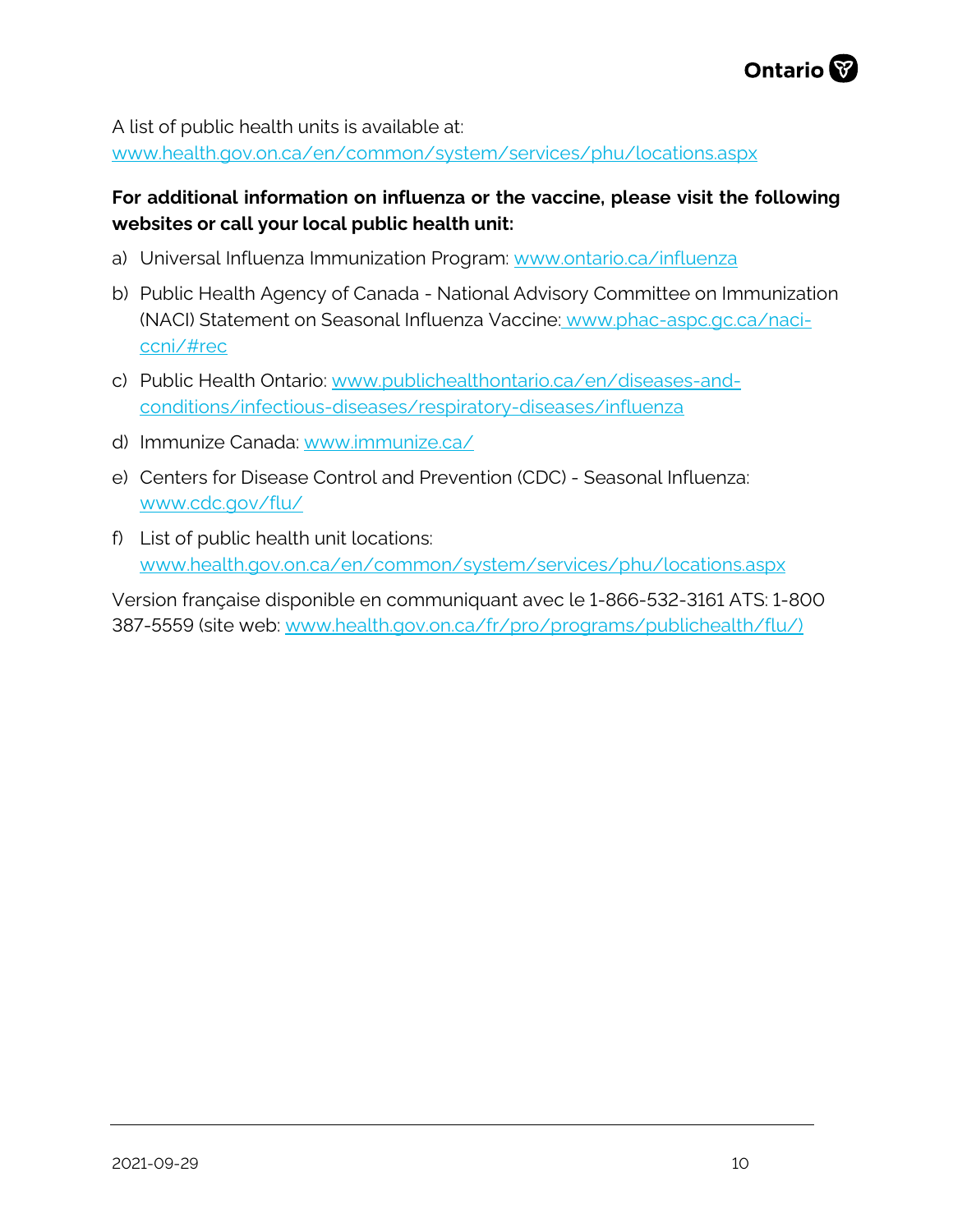A list of public health units is available at: www.health.gov.on.ca/en/common/system/services/phu/locations.aspx

**For additional information on influenza or the vaccine, please visit the following websites or call your local public health unit:**

a) Universal Influenza Immunization Program: www.ontario.ca/influenza

b) Public Health Agency of Canada - National Advisory Committee on Immunization (NACI) Statement on Seasonal Influenza Vaccine: www.phac-aspc.gc.ca/naci-ccni/#rec

c) Public Health Ontario: www.publichealthontario.ca/en/diseases-and-conditions/infectious-diseases/respiratory-diseases/influenza

d) Immunize Canada: www.immunize.ca/

e) Centers for Disease Control and Prevention (CDC) - Seasonal Influenza: www.cdc.gov/flu/

f) List of public health unit locations: www.health.gov.on.ca/en/common/system/services/phu/locations.aspx

Version française disponible en communiquant avec le 1-866-532-3161 ATS: 1-800 387-5559 (site web: www.health.gov.on.ca/fr/pro/programs/publichealth/flu/)

2021-09-29